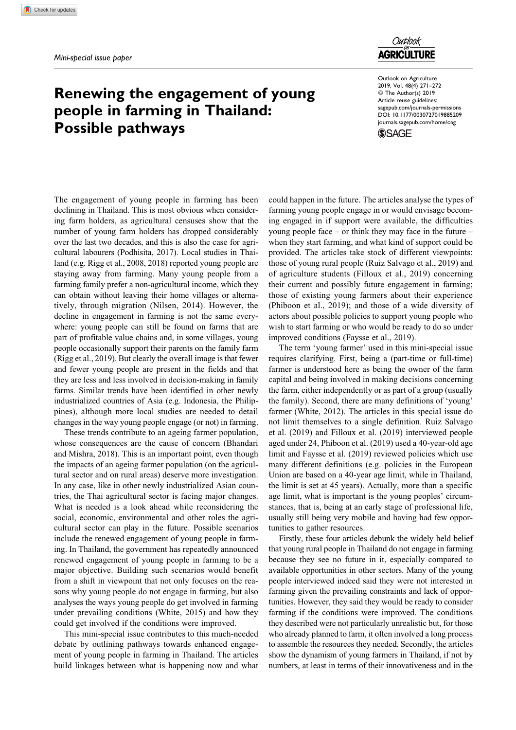*Mini-special issue paper*

# Renewing the engagement of young people in farming in Thailand: Possible pathways

The engagement of young people in farming has been declining in Thailand. This is most obvious when considering farm holders, as agricultural censuses show that the number of young farm holders has dropped considerably over the last two decades, and this is also the case for agricultural labourers (Podhisita, 2017). Local studies in Thailand (e.g. Rigg et al., 2008, 2018) reported young people are staying away from farming. Many young people from a farming family prefer a non-agricultural income, which they can obtain without leaving their home villages or alternatively, through migration (Nilsen, 2014). However, the decline in engagement in farming is not the same everywhere: young people can still be found on farms that are part of profitable value chains and, in some villages, young people occasionally support their parents on the family farm (Rigg et al., 2019). But clearly the overall image is that fewer and fewer young people are present in the fields and that they are less and less involved in decision-making in family farms. Similar trends have been identified in other newly industrialized countries of Asia (e.g. Indonesia, the Philippines), although more local studies are needed to detail changes in the way young people engage (or not) in farming.

These trends contribute to an ageing farmer population, whose consequences are the cause of concern (Bhandari and Mishra, 2018). This is an important point, even though the impacts of an ageing farmer population (on the agricultural sector and on rural areas) deserve more investigation. In any case, like in other newly industrialized Asian countries, the Thai agricultural sector is facing major changes. What is needed is a look ahead while reconsidering the social, economic, environmental and other roles the agricultural sector can play in the future. Possible scenarios include the renewed engagement of young people in farming. In Thailand, the government has repeatedly announced renewed engagement of young people in farming to be a major objective. Building such scenarios would benefit from a shift in viewpoint that not only focuses on the reasons why young people do not engage in farming, but also analyses the ways young people do get involved in farming under prevailing conditions (White, 2015) and how they could get involved if the conditions were improved.

This mini-special issue contributes to this much-needed debate by outlining pathways towards enhanced engagement of young people in farming in Thailand. The articles build linkages between what is happening now and what could happen in the future. The articles analyse the types of farming young people engage in or would envisage becoming engaged in if support were available, the difficulties young people face – or think they may face in the future – when they start farming, and what kind of support could be provided. The articles take stock of different viewpoints: those of young rural people (Ruiz Salvago et al., 2019) and of agriculture students (Filloux et al., 2019) concerning their current and possibly future engagement in farming; those of existing young farmers about their experience (Phiboon et al., 2019); and those of a wide diversity of actors about possible policies to support young people who wish to start farming or who would be ready to do so under improved conditions (Faysse et al., 2019).

The term 'young farmer' used in this mini-special issue requires clarifying. First, being a (part-time or full-time) farmer is understood here as being the owner of the farm capital and being involved in making decisions concerning the farm, either independently or as part of a group (usually the family). Second, there are many definitions of 'young' farmer (White, 2012). The articles in this special issue do not limit themselves to a single definition. Ruiz Salvago et al. (2019) and Filloux et al. (2019) interviewed people aged under 24, Phiboon et al. (2019) used a 40-year-old age limit and Faysse et al. (2019) reviewed policies which use many different definitions (e.g. policies in the European Union are based on a 40-year age limit, while in Thailand, the limit is set at 45 years). Actually, more than a specific age limit, what is important is the young peoples' circumstances, that is, being at an early stage of professional life, usually still being very mobile and having had few opportunities to gather resources.

Firstly, these four articles debunk the widely held belief that young rural people in Thailand do not engage in farming because they see no future in it, especially compared to available opportunities in other sectors. Many of the young people interviewed indeed said they were not interested in farming given the prevailing constraints and lack of opportunities. However, they said they would be ready to consider farming if the conditions were improved. The conditions they described were not particularly unrealistic but, for those who already planned to farm, it often involved a long process to assemble the resources they needed. Secondly, the articles show the dynamism of young farmers in Thailand, if not by numbers, at least in terms of their innovativeness and in the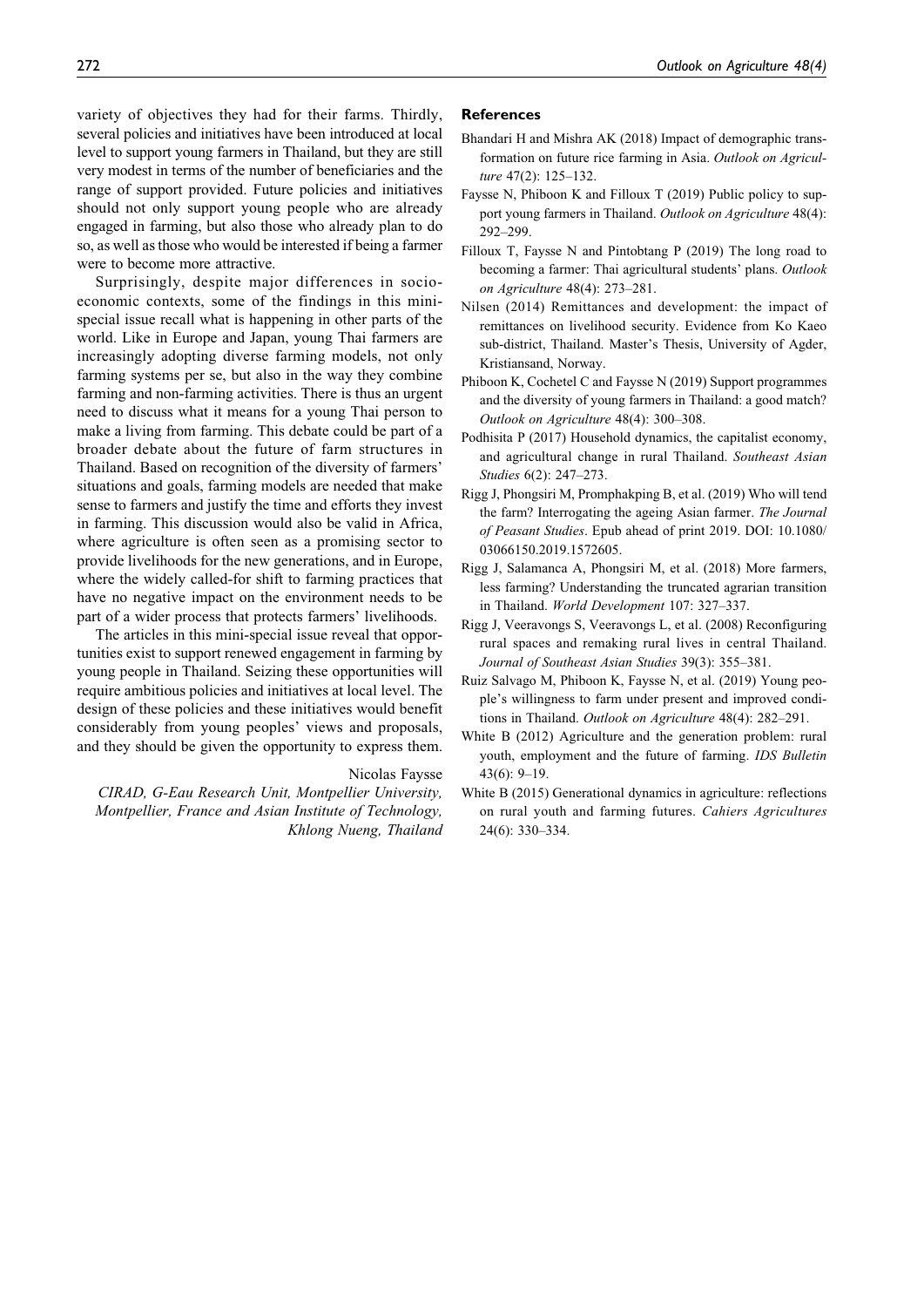variety of objectives they had for their farms. Thirdly, several policies and initiatives have been introduced at local level to support young farmers in Thailand, but they are still very modest in terms of the number of beneficiaries and the range of support provided. Future policies and initiatives should not only support young people who are already engaged in farming, but also those who already plan to do so, as well as those who would be interested if being a farmer were to become more attractive.

Surprisingly, despite major differences in socio-economic contexts, some of the findings in this mini-special issue recall what is happening in other parts of the world. Like in Europe and Japan, young Thai farmers are increasingly adopting diverse farming models, not only farming systems per se, but also in the way they combine farming and non-farming activities. There is thus an urgent need to discuss what it means for a young Thai person to make a living from farming. This debate could be part of a broader debate about the future of farm structures in Thailand. Based on recognition of the diversity of farmers' situations and goals, farming models are needed that make sense to farmers and justify the time and efforts they invest in farming. This discussion would also be valid in Africa, where agriculture is often seen as a promising sector to provide livelihoods for the new generations, and in Europe, where the widely called-for shift to farming practices that have no negative impact on the environment needs to be part of a wider process that protects farmers' livelihoods.

The articles in this mini-special issue reveal that opportunities exist to support renewed engagement in farming by young people in Thailand. Seizing these opportunities will require ambitious policies and initiatives at local level. The design of these policies and these initiatives would benefit considerably from young peoples' views and proposals, and they should be given the opportunity to express them.

Nicolas Faysse
*CIRAD, G-Eau Research Unit, Montpellier University, Montpellier, France and Asian Institute of Technology, Khlong Nueng, Thailand*

## References

Bhandari H and Mishra AK (2018) Impact of demographic transformation on future rice farming in Asia. *Outlook on Agriculture* 47(2): 125–132.

Faysse N, Phiboon K and Filloux T (2019) Public policy to support young farmers in Thailand. *Outlook on Agriculture* 48(4): 292–299.

Filloux T, Faysse N and Pintobtang P (2019) The long road to becoming a farmer: Thai agricultural students' plans. *Outlook on Agriculture* 48(4): 273–281.

Nilsen (2014) Remittances and development: the impact of remittances on livelihood security. Evidence from Ko Kaeo sub-district, Thailand. Master's Thesis, University of Agder, Kristiansand, Norway.

Phiboon K, Cochetel C and Faysse N (2019) Support programmes and the diversity of young farmers in Thailand: a good match? *Outlook on Agriculture* 48(4): 300–308.

Podhisita P (2017) Household dynamics, the capitalist economy, and agricultural change in rural Thailand. *Southeast Asian Studies* 6(2): 247–273.

Rigg J, Phongsiri M, Promphakping B, et al. (2019) Who will tend the farm? Interrogating the ageing Asian farmer. *The Journal of Peasant Studies*. Epub ahead of print 2019. DOI: 10.1080/03066150.2019.1572605.

Rigg J, Salamanca A, Phongsiri M, et al. (2018) More farmers, less farming? Understanding the truncated agrarian transition in Thailand. *World Development* 107: 327–337.

Rigg J, Veeravongs S, Veeravongs L, et al. (2008) Reconfiguring rural spaces and remaking rural lives in central Thailand. *Journal of Southeast Asian Studies* 39(3): 355–381.

Ruiz Salvago M, Phiboon K, Faysse N, et al. (2019) Young people's willingness to farm under present and improved conditions in Thailand. *Outlook on Agriculture* 48(4): 282–291.

White B (2012) Agriculture and the generation problem: rural youth, employment and the future of farming. *IDS Bulletin* 43(6): 9–19.

White B (2015) Generational dynamics in agriculture: reflections on rural youth and farming futures. *Cahiers Agricultures* 24(6): 330–334.